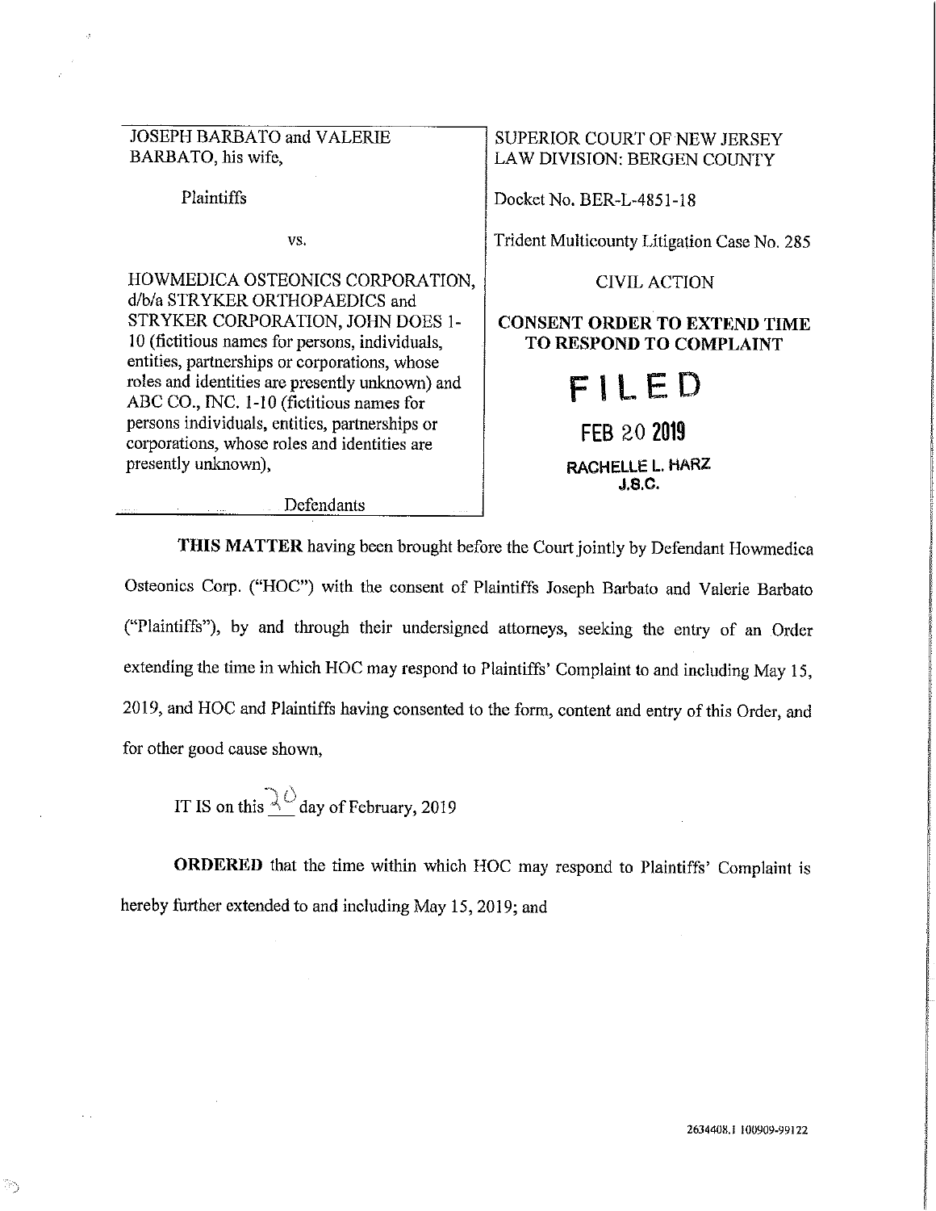JOSEPH BARBATO and VALERIE BARBATO, his wife,

Plaintiffs

vs.

HOWMEDICA OSTEONICS CORPORATION, d/b/a STRYKER ORTHOPAEDICS and STRYKER CORPORATION, JOHN DOES 1-10 (fictitious names for persons, individuals, entities, partnerships or corporations, whose roles and identities are presently unknown) and ABC CO., INC. 1-10 (fictitious names for persons individuals, entities, partnerships or corporations, whose roles and identities are presently unknown),

Defendants

SUPERIOR COURT OF NEW JERSEY
LAW DIVISION: BERGEN COUNTY

Docket No. BER-L-4851-18

Trident Multicounty Litigation Case No. 285

CIVIL ACTION

**CONSENT ORDER TO EXTEND TIME TO RESPOND TO COMPLAINT**

FILED

FEB 20 2019

RACHELLE L. HARZ
J.S.C.

**THIS MATTER** having been brought before the Court jointly by Defendant Howmedica Osteonics Corp. ("HOC") with the consent of Plaintiffs Joseph Barbato and Valerie Barbato ("Plaintiffs"), by and through their undersigned attorneys, seeking the entry of an Order extending the time in which HOC may respond to Plaintiffs' Complaint to and including May 15, 2019, and HOC and Plaintiffs having consented to the form, content and entry of this Order, and for other good cause shown,

IT IS on this 20 day of February, 2019

**ORDERED** that the time within which HOC may respond to Plaintiffs' Complaint is hereby further extended to and including May 15, 2019; and

2634408.1 100909-99122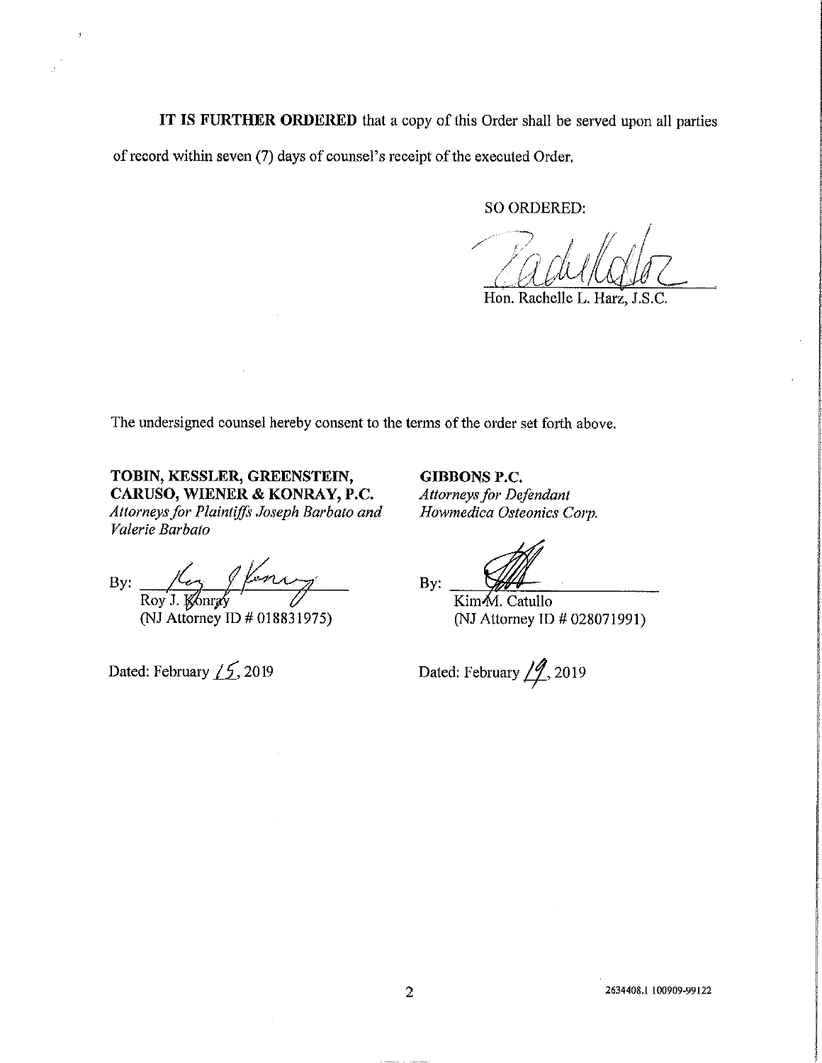**IT IS FURTHER ORDERED** that a copy of this Order shall be served upon all parties of record within seven (7) days of counsel's receipt of the executed Order.

SO ORDERED:

Hon. Rachelle L. Harz, J.S.C.

The undersigned counsel hereby consent to the terms of the order set forth above.

**TOBIN, KESSLER, GREENSTEIN, CARUSO, WIENER & KONRAY, P.C.**
*Attorneys for Plaintiffs Joseph Barbato and Valerie Barbato*

By: ______________________
Roy J. Konray
(NJ Attorney ID # 018831975)

Dated: February 15, 2019

**GIBBONS P.C.**
*Attorneys for Defendant Howmedica Osteonics Corp.*

By: ______________________
Kim M. Catullo
(NJ Attorney ID # 028071991)

Dated: February 19, 2019

2634408.1 100909-99122